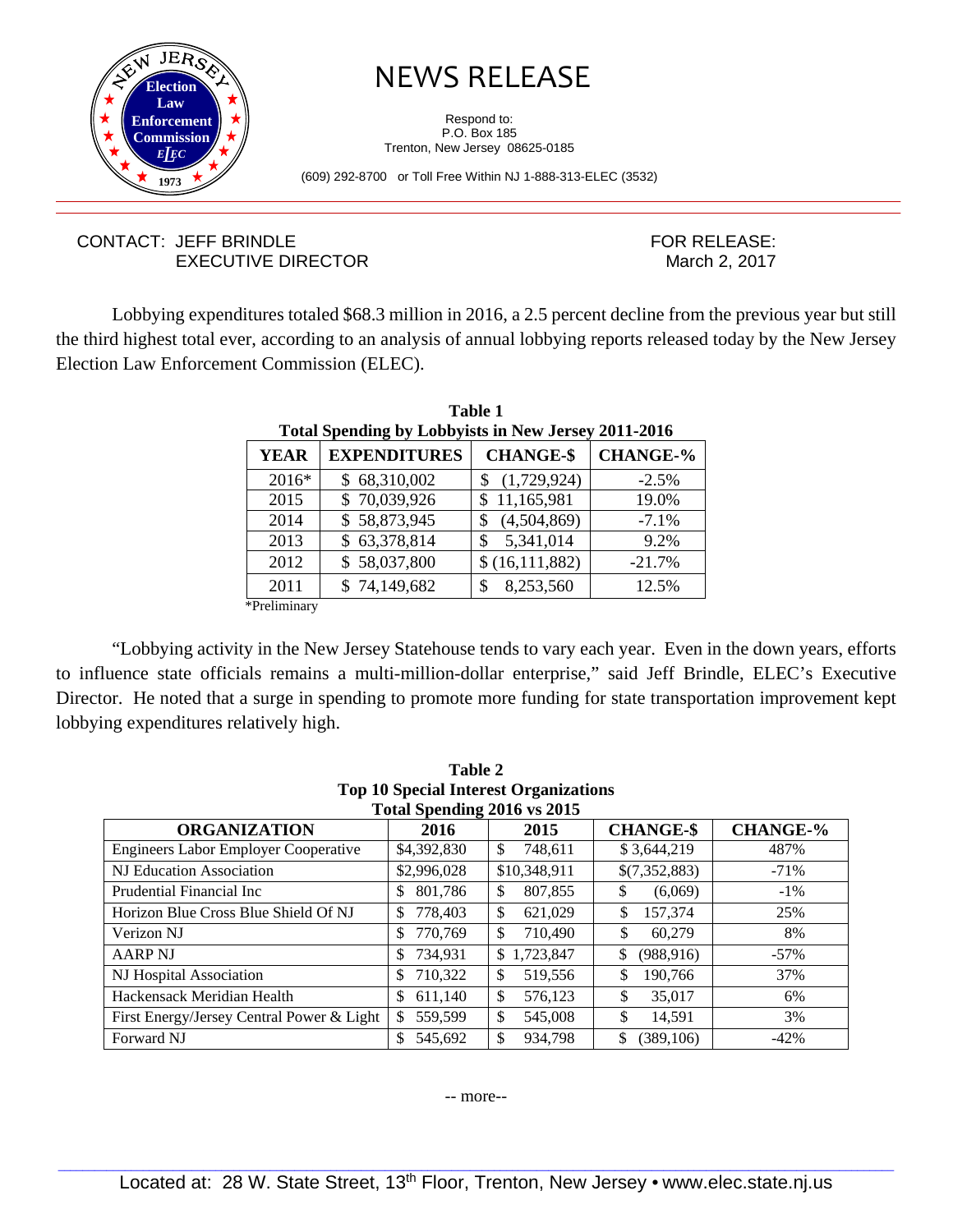# NEWS RELEASE

Respond to:
P.O. Box 185
Trenton, New Jersey 08625-0185

(609) 292-8700 or Toll Free Within NJ 1-888-313-ELEC (3532)

CONTACT: JEFF BRINDLE
EXECUTIVE DIRECTOR

FOR RELEASE:
March 2, 2017

Lobbying expenditures totaled $68.3 million in 2016, a 2.5 percent decline from the previous year but still the third highest total ever, according to an analysis of annual lobbying reports released today by the New Jersey Election Law Enforcement Commission (ELEC).

**Table 1**
**Total Spending by Lobbyists in New Jersey 2011-2016**

| YEAR | EXPENDITURES | CHANGE-$ | CHANGE-% |
|---|---|---|---|
| 2016* | $ 68,310,002 | $ (1,729,924) | -2.5% |
| 2015 | $ 70,039,926 | $ 11,165,981 | 19.0% |
| 2014 | $ 58,873,945 | $ (4,504,869) | -7.1% |
| 2013 | $ 63,378,814 | $ 5,341,014 | 9.2% |
| 2012 | $ 58,037,800 | $ (16,111,882) | -21.7% |
| 2011 | $ 74,149,682 | $ 8,253,560 | 12.5% |

*Preliminary

"Lobbying activity in the New Jersey Statehouse tends to vary each year. Even in the down years, efforts to influence state officials remains a multi-million-dollar enterprise," said Jeff Brindle, ELEC's Executive Director. He noted that a surge in spending to promote more funding for state transportation improvement kept lobbying expenditures relatively high.

**Table 2**
**Top 10 Special Interest Organizations**
**Total Spending 2016 vs 2015**

| ORGANIZATION | 2016 | 2015 | CHANGE-$ | CHANGE-% |
|---|---|---|---|---|
| Engineers Labor Employer Cooperative | $4,392,830 | $ 748,611 | $ 3,644,219 | 487% |
| NJ Education Association | $2,996,028 | $10,348,911 | $(7,352,883) | -71% |
| Prudential Financial Inc | $ 801,786 | $ 807,855 | $ (6,069) | -1% |
| Horizon Blue Cross Blue Shield Of NJ | $ 778,403 | $ 621,029 | $ 157,374 | 25% |
| Verizon NJ | $ 770,769 | $ 710,490 | $ 60,279 | 8% |
| AARP NJ | $ 734,931 | $ 1,723,847 | $ (988,916) | -57% |
| NJ Hospital Association | $ 710,322 | $ 519,556 | $ 190,766 | 37% |
| Hackensack Meridian Health | $ 611,140 | $ 576,123 | $ 35,017 | 6% |
| First Energy/Jersey Central Power & Light | $ 559,599 | $ 545,008 | $ 14,591 | 3% |
| Forward NJ | $ 545,692 | $ 934,798 | $ (389,106) | -42% |

-- more--

Located at: 28 W. State Street, 13th Floor, Trenton, New Jersey • www.elec.state.nj.us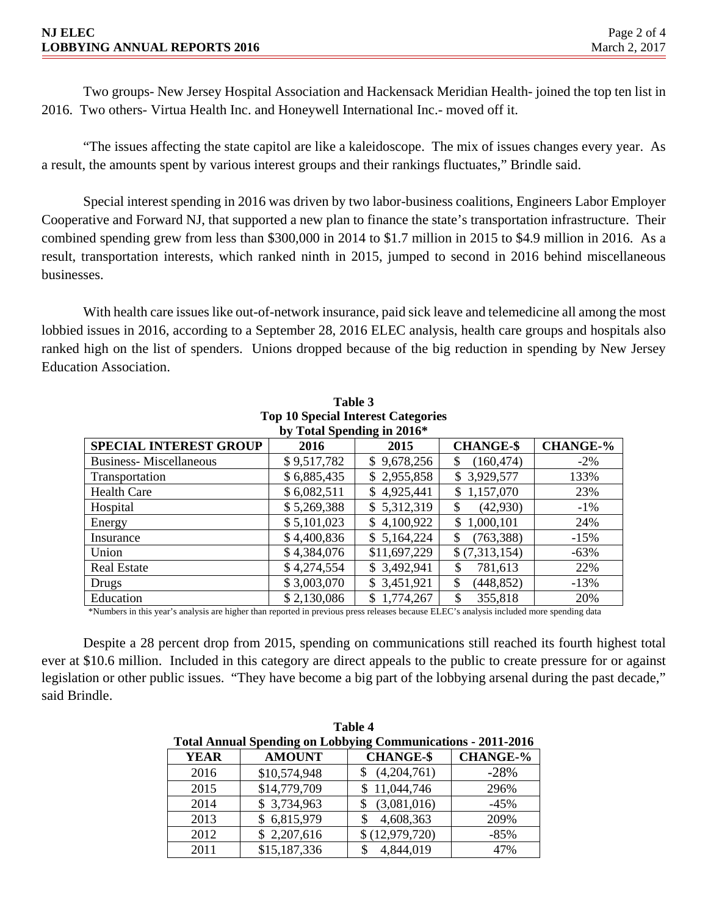Two groups- New Jersey Hospital Association and Hackensack Meridian Health- joined the top ten list in 2016. Two others- Virtua Health Inc. and Honeywell International Inc.- moved off it.

"The issues affecting the state capitol are like a kaleidoscope. The mix of issues changes every year. As a result, the amounts spent by various interest groups and their rankings fluctuates," Brindle said.

Special interest spending in 2016 was driven by two labor-business coalitions, Engineers Labor Employer Cooperative and Forward NJ, that supported a new plan to finance the state's transportation infrastructure. Their combined spending grew from less than $300,000 in 2014 to $1.7 million in 2015 to $4.9 million in 2016. As a result, transportation interests, which ranked ninth in 2015, jumped to second in 2016 behind miscellaneous businesses.

With health care issues like out-of-network insurance, paid sick leave and telemedicine all among the most lobbied issues in 2016, according to a September 28, 2016 ELEC analysis, health care groups and hospitals also ranked high on the list of spenders. Unions dropped because of the big reduction in spending by New Jersey Education Association.

**Table 3**
**Top 10 Special Interest Categories by Total Spending in 2016***

| SPECIAL INTEREST GROUP | 2016 | 2015 | CHANGE-$ | CHANGE-% |
|---|---|---|---|---|
| Business- Miscellaneous | $ 9,517,782 | $ 9,678,256 | $ (160,474) | -2% |
| Transportation | $ 6,885,435 | $ 2,955,858 | $ 3,929,577 | 133% |
| Health Care | $ 6,082,511 | $ 4,925,441 | $ 1,157,070 | 23% |
| Hospital | $ 5,269,388 | $ 5,312,319 | $ (42,930) | -1% |
| Energy | $ 5,101,023 | $ 4,100,922 | $ 1,000,101 | 24% |
| Insurance | $ 4,400,836 | $ 5,164,224 | $ (763,388) | -15% |
| Union | $ 4,384,076 | $11,697,229 | $ (7,313,154) | -63% |
| Real Estate | $ 4,274,554 | $ 3,492,941 | $ 781,613 | 22% |
| Drugs | $ 3,003,070 | $ 3,451,921 | $ (448,852) | -13% |
| Education | $ 2,130,086 | $ 1,774,267 | $ 355,818 | 20% |

*Numbers in this year's analysis are higher than reported in previous press releases because ELEC's analysis included more spending data

Despite a 28 percent drop from 2015, spending on communications still reached its fourth highest total ever at $10.6 million. Included in this category are direct appeals to the public to create pressure for or against legislation or other public issues. "They have become a big part of the lobbying arsenal during the past decade," said Brindle.

**Table 4**
**Total Annual Spending on Lobbying Communications - 2011-2016**

| YEAR | AMOUNT | CHANGE-$ | CHANGE-% |
|---|---|---|---|
| 2016 | $10,574,948 | $ (4,204,761) | -28% |
| 2015 | $14,779,709 | $ 11,044,746 | 296% |
| 2014 | $ 3,734,963 | $ (3,081,016) | -45% |
| 2013 | $ 6,815,979 | $ 4,608,363 | 209% |
| 2012 | $ 2,207,616 | $ (12,979,720) | -85% |
| 2011 | $15,187,336 | $ 4,844,019 | 47% |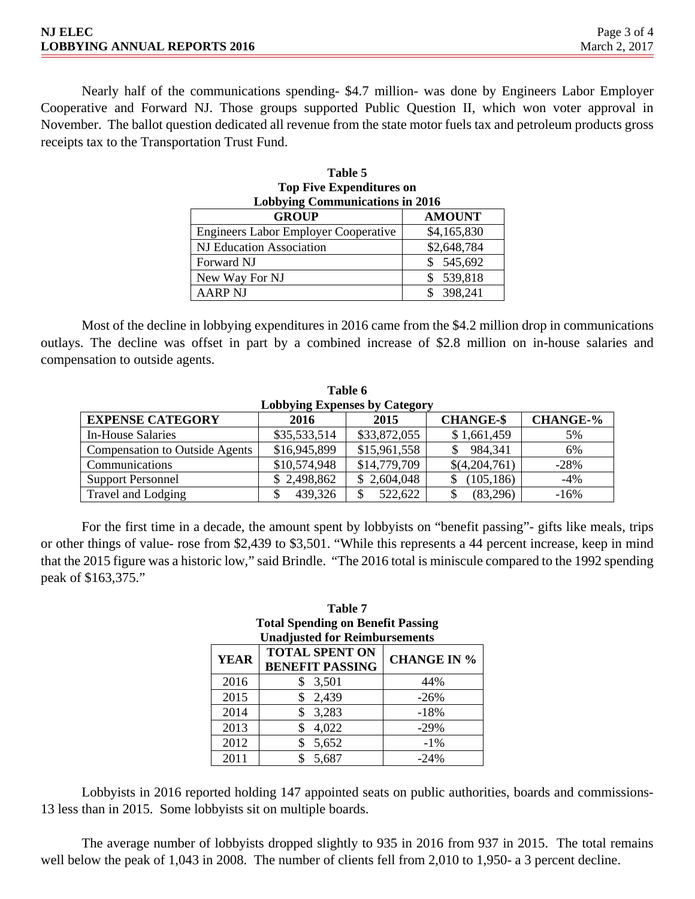Nearly half of the communications spending- $4.7 million- was done by Engineers Labor Employer Cooperative and Forward NJ. Those groups supported Public Question II, which won voter approval in November. The ballot question dedicated all revenue from the state motor fuels tax and petroleum products gross receipts tax to the Transportation Trust Fund.

**Table 5**
**Top Five Expenditures on Lobbying Communications in 2016**

| GROUP | AMOUNT |
|---|---|
| Engineers Labor Employer Cooperative | $4,165,830 |
| NJ Education Association | $2,648,784 |
| Forward NJ | $ 545,692 |
| New Way For NJ | $ 539,818 |
| AARP NJ | $ 398,241 |

Most of the decline in lobbying expenditures in 2016 came from the $4.2 million drop in communications outlays. The decline was offset in part by a combined increase of $2.8 million on in-house salaries and compensation to outside agents.

**Table 6**
**Lobbying Expenses by Category**

| EXPENSE CATEGORY | 2016 | 2015 | CHANGE-$ | CHANGE-% |
|---|---|---|---|---|
| In-House Salaries | $35,533,514 | $33,872,055 | $ 1,661,459 | 5% |
| Compensation to Outside Agents | $16,945,899 | $15,961,558 | $ 984,341 | 6% |
| Communications | $10,574,948 | $14,779,709 | $(4,204,761) | -28% |
| Support Personnel | $ 2,498,862 | $ 2,604,048 | $ (105,186) | -4% |
| Travel and Lodging | $ 439,326 | $ 522,622 | $ (83,296) | -16% |

For the first time in a decade, the amount spent by lobbyists on "benefit passing"- gifts like meals, trips or other things of value- rose from $2,439 to $3,501. "While this represents a 44 percent increase, keep in mind that the 2015 figure was a historic low," said Brindle. "The 2016 total is miniscule compared to the 1992 spending peak of $163,375."

**Table 7**
**Total Spending on Benefit Passing Unadjusted for Reimbursements**

| YEAR | TOTAL SPENT ON BENEFIT PASSING | CHANGE IN % |
|---|---|---|
| 2016 | $ 3,501 | 44% |
| 2015 | $ 2,439 | -26% |
| 2014 | $ 3,283 | -18% |
| 2013 | $ 4,022 | -29% |
| 2012 | $ 5,652 | -1% |
| 2011 | $ 5,687 | -24% |

Lobbyists in 2016 reported holding 147 appointed seats on public authorities, boards and commissions- 13 less than in 2015. Some lobbyists sit on multiple boards.

The average number of lobbyists dropped slightly to 935 in 2016 from 937 in 2015. The total remains well below the peak of 1,043 in 2008. The number of clients fell from 2,010 to 1,950- a 3 percent decline.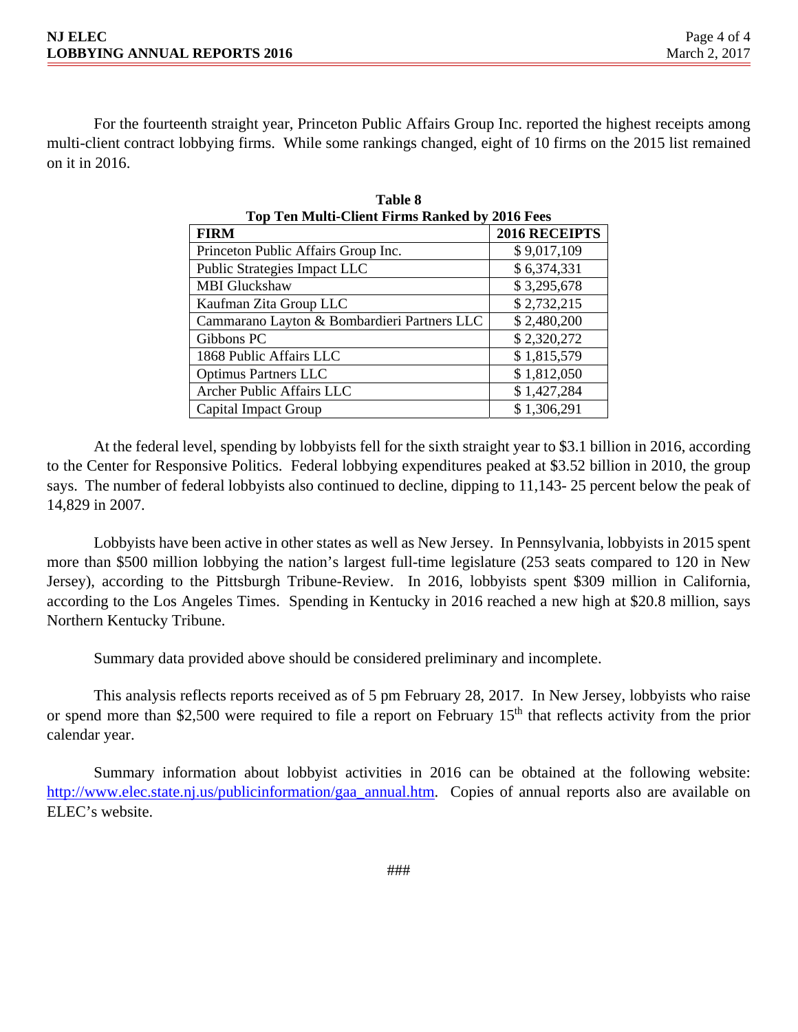For the fourteenth straight year, Princeton Public Affairs Group Inc. reported the highest receipts among multi-client contract lobbying firms. While some rankings changed, eight of 10 firms on the 2015 list remained on it in 2016.

**Table 8**
**Top Ten Multi-Client Firms Ranked by 2016 Fees**

| FIRM | 2016 RECEIPTS |
|---|---|
| Princeton Public Affairs Group Inc. | $ 9,017,109 |
| Public Strategies Impact LLC | $ 6,374,331 |
| MBI Gluckshaw | $ 3,295,678 |
| Kaufman Zita Group LLC | $ 2,732,215 |
| Cammarano Layton & Bombardieri Partners LLC | $ 2,480,200 |
| Gibbons PC | $ 2,320,272 |
| 1868 Public Affairs LLC | $ 1,815,579 |
| Optimus Partners LLC | $ 1,812,050 |
| Archer Public Affairs LLC | $ 1,427,284 |
| Capital Impact Group | $ 1,306,291 |

At the federal level, spending by lobbyists fell for the sixth straight year to $3.1 billion in 2016, according to the Center for Responsive Politics. Federal lobbying expenditures peaked at $3.52 billion in 2010, the group says. The number of federal lobbyists also continued to decline, dipping to 11,143- 25 percent below the peak of 14,829 in 2007.

Lobbyists have been active in other states as well as New Jersey. In Pennsylvania, lobbyists in 2015 spent more than $500 million lobbying the nation's largest full-time legislature (253 seats compared to 120 in New Jersey), according to the Pittsburgh Tribune-Review. In 2016, lobbyists spent $309 million in California, according to the Los Angeles Times. Spending in Kentucky in 2016 reached a new high at $20.8 million, says Northern Kentucky Tribune.

Summary data provided above should be considered preliminary and incomplete.

This analysis reflects reports received as of 5 pm February 28, 2017. In New Jersey, lobbyists who raise or spend more than $2,500 were required to file a report on February 15th that reflects activity from the prior calendar year.

Summary information about lobbyist activities in 2016 can be obtained at the following website: http://www.elec.state.nj.us/publicinformation/gaa_annual.htm. Copies of annual reports also are available on ELEC's website.

###